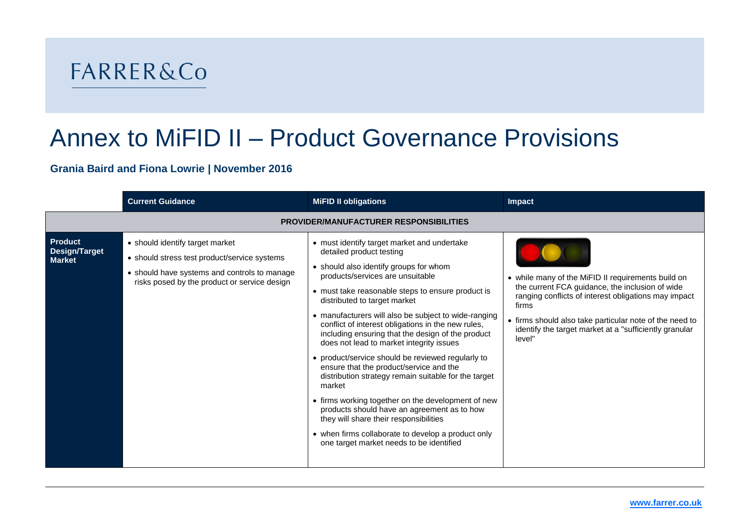FARRER&Co

# Annex to MiFID II – Product Governance Provisions

**Grania Baird and Fiona Lowrie | November 2016**

| | Current Guidance | MiFID II obligations | Impact |
|---|---|---|---|
| | | **PROVIDER/MANUFACTURER RESPONSIBILITIES** | |
| **Product Design/Target Market** | • should identify target market<br>• should stress test product/service systems<br>• should have systems and controls to manage risks posed by the product or service design | • must identify target market and undertake detailed product testing<br>• should also identify groups for whom products/services are unsuitable<br>• must take reasonable steps to ensure product is distributed to target market<br>• manufacturers will also be subject to wide-ranging conflict of interest obligations in the new rules, including ensuring that the design of the product does not lead to market integrity issues<br>• product/service should be reviewed regularly to ensure that the product/service and the distribution strategy remain suitable for the target market<br>• firms working together on the development of new products should have an agreement as to how they will share their responsibilities<br>• when firms collaborate to develop a product only one target market needs to be identified | • while many of the MiFID II requirements build on the current FCA guidance, the inclusion of wide ranging conflicts of interest obligations may impact firms<br>• firms should also take particular note of the need to identify the target market at a "sufficiently granular level" |

www.farrer.co.uk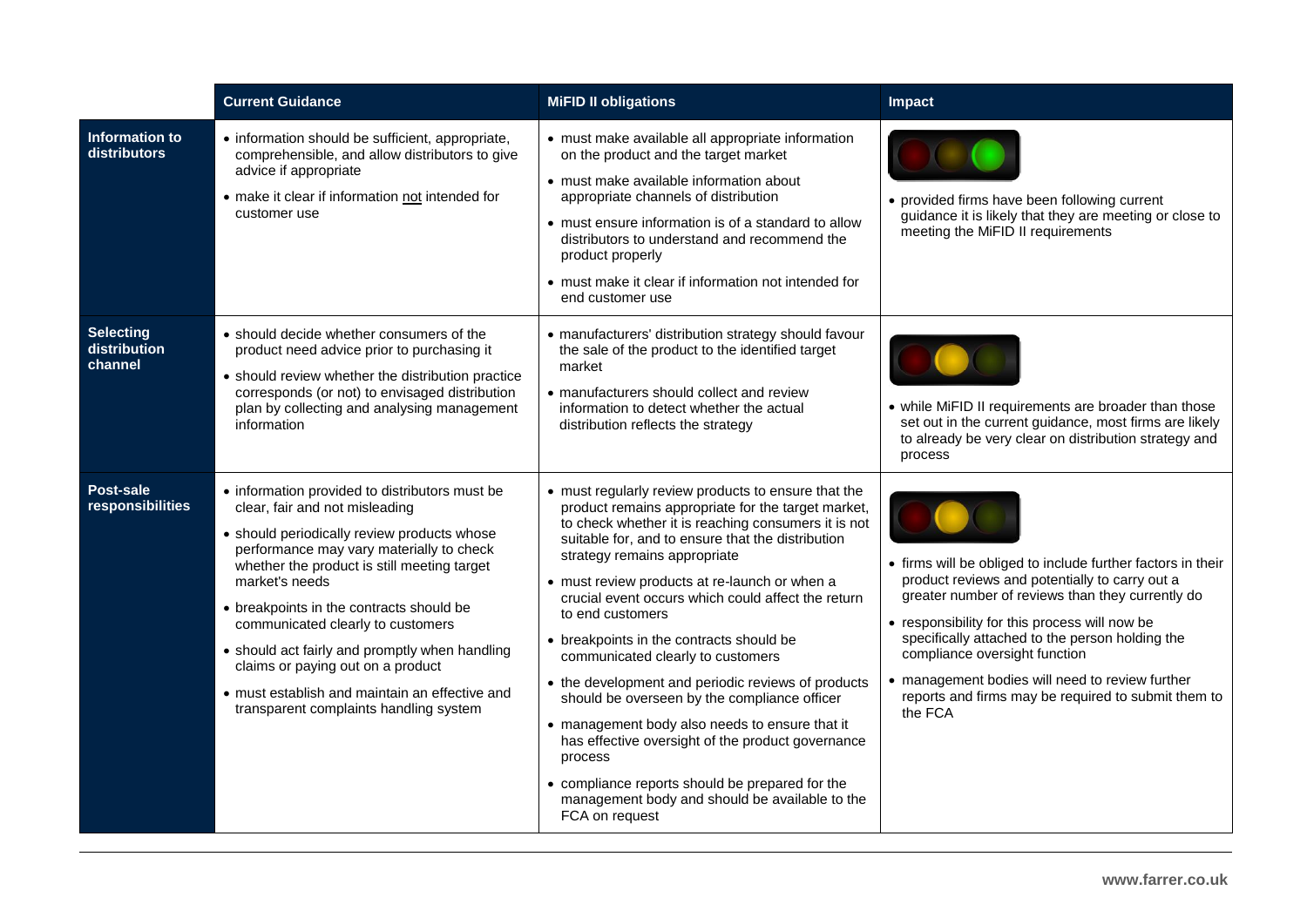| | Current Guidance | MiFID II obligations | Impact |
|---|---|---|---|
| **Information to distributors** | • information should be sufficient, appropriate, comprehensible, and allow distributors to give advice if appropriate<br>• make it clear if information not intended for customer use | • must make available all appropriate information on the product and the target market<br>• must make available information about appropriate channels of distribution<br>• must ensure information is of a standard to allow distributors to understand and recommend the product properly<br>• must make it clear if information not intended for end customer use | • provided firms have been following current guidance it is likely that they are meeting or close to meeting the MiFID II requirements |
| **Selecting distribution channel** | • should decide whether consumers of the product need advice prior to purchasing it<br>• should review whether the distribution practice corresponds (or not) to envisaged distribution plan by collecting and analysing management information | • manufacturers' distribution strategy should favour the sale of the product to the identified target market<br>• manufacturers should collect and review information to detect whether the actual distribution reflects the strategy | • while MiFID II requirements are broader than those set out in the current guidance, most firms are likely to already be very clear on distribution strategy and process |
| **Post-sale responsibilities** | • information provided to distributors must be clear, fair and not misleading<br>• should periodically review products whose performance may vary materially to check whether the product is still meeting target market's needs<br>• breakpoints in the contracts should be communicated clearly to customers<br>• should act fairly and promptly when handling claims or paying out on a product<br>• must establish and maintain an effective and transparent complaints handling system | • must regularly review products to ensure that the product remains appropriate for the target market, to check whether it is reaching consumers it is not suitable for, and to ensure that the distribution strategy remains appropriate<br>• must review products at re-launch or when a crucial event occurs which could affect the return to end customers<br>• breakpoints in the contracts should be communicated clearly to customers<br>• the development and periodic reviews of products should be overseen by the compliance officer<br>• management body also needs to ensure that it has effective oversight of the product governance process<br>• compliance reports should be prepared for the management body and should be available to the FCA on request | • firms will be obliged to include further factors in their product reviews and potentially to carry out a greater number of reviews than they currently do<br>• responsibility for this process will now be specifically attached to the person holding the compliance oversight function<br>• management bodies will need to review further reports and firms may be required to submit them to the FCA |

www.farrer.co.uk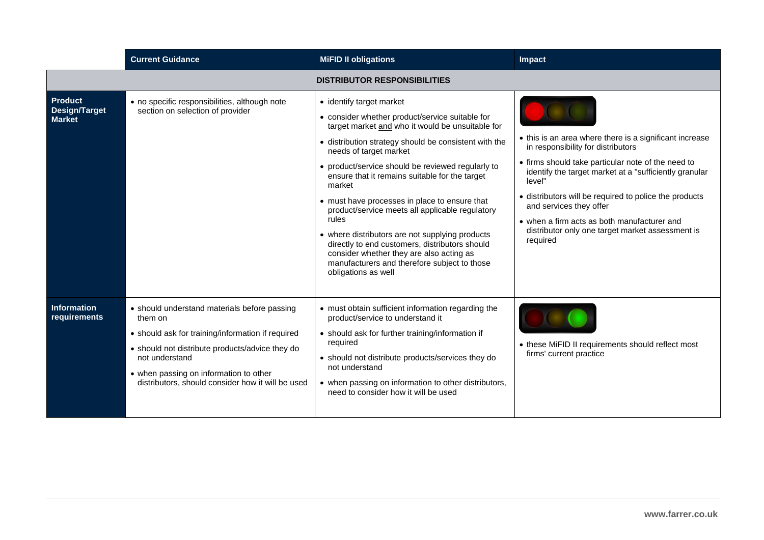| | Current Guidance | MiFID II obligations | Impact |
|---|---|---|---|
| | | **DISTRIBUTOR RESPONSIBILITIES** | |
| **Product Design/Target Market** | • no specific responsibilities, although note section on selection of provider | • identify target market<br>• consider whether product/service suitable for target market and who it would be unsuitable for<br>• distribution strategy should be consistent with the needs of target market<br>• product/service should be reviewed regularly to ensure that it remains suitable for the target market<br>• must have processes in place to ensure that product/service meets all applicable regulatory rules<br>• where distributors are not supplying products directly to end customers, distributors should consider whether they are also acting as manufacturers and therefore subject to those obligations as well | • this is an area where there is a significant increase in responsibility for distributors<br>• firms should take particular note of the need to identify the target market at a "sufficiently granular level"<br>• distributors will be required to police the products and services they offer<br>• when a firm acts as both manufacturer and distributor only one target market assessment is required |
| **Information requirements** | • should understand materials before passing them on<br>• should ask for training/information if required<br>• should not distribute products/advice they do not understand<br>• when passing on information to other distributors, should consider how it will be used | • must obtain sufficient information regarding the product/service to understand it<br>• should ask for further training/information if required<br>• should not distribute products/services they do not understand<br>• when passing on information to other distributors, need to consider how it will be used | • these MiFID II requirements should reflect most firms' current practice |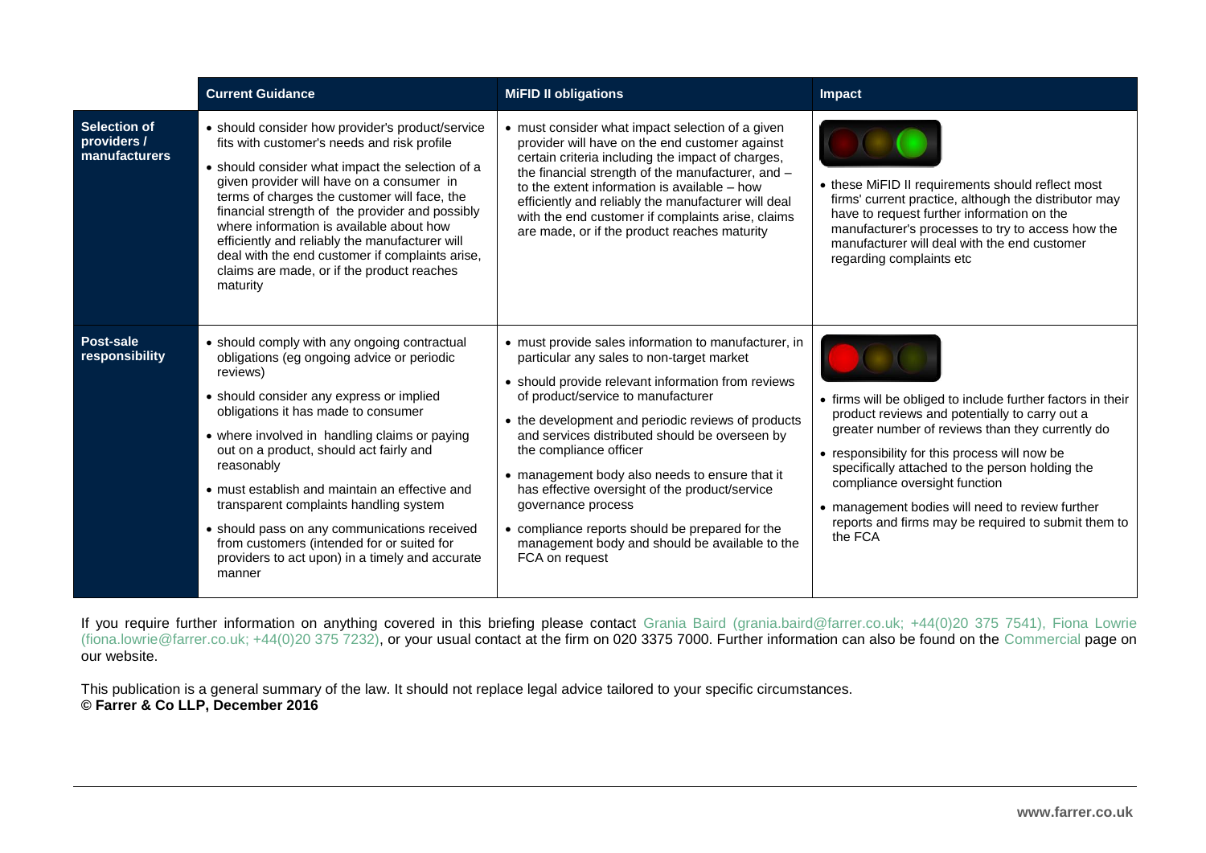| | Current Guidance | MiFID II obligations | Impact |
|---|---|---|---|
| **Selection of providers / manufacturers** | • should consider how provider's product/service fits with customer's needs and risk profile<br>• should consider what impact the selection of a given provider will have on a consumer in terms of charges the customer will face, the financial strength of the provider and possibly where information is available about how efficiently and reliably the manufacturer will deal with the end customer if complaints arise, claims are made, or if the product reaches maturity | • must consider what impact selection of a given provider will have on the end customer against certain criteria including the impact of charges, the financial strength of the manufacturer, and – to the extent information is available – how efficiently and reliably the manufacturer will deal with the end customer if complaints arise, claims are made, or if the product reaches maturity | • these MiFID II requirements should reflect most firms' current practice, although the distributor may have to request further information on the manufacturer's processes to try to access how the manufacturer will deal with the end customer regarding complaints etc |
| **Post-sale responsibility** | • should comply with any ongoing contractual obligations (eg ongoing advice or periodic reviews)<br>• should consider any express or implied obligations it has made to consumer<br>• where involved in handling claims or paying out on a product, should act fairly and reasonably<br>• must establish and maintain an effective and transparent complaints handling system<br>• should pass on any communications received from customers (intended for or suited for providers to act upon) in a timely and accurate manner | • must provide sales information to manufacturer, in particular any sales to non-target market<br>• should provide relevant information from reviews of product/service to manufacturer<br>• the development and periodic reviews of products and services distributed should be overseen by the compliance officer<br>• management body also needs to ensure that it has effective oversight of the product/service governance process<br>• compliance reports should be prepared for the management body and should be available to the FCA on request | • firms will be obliged to include further factors in their product reviews and potentially to carry out a greater number of reviews than they currently do<br>• responsibility for this process will now be specifically attached to the person holding the compliance oversight function<br>• management bodies will need to review further reports and firms may be required to submit them to the FCA |

If you require further information on anything covered in this briefing please contact Grania Baird (grania.baird@farrer.co.uk; +44(0)20 375 7541), Fiona Lowrie (fiona.lowrie@farrer.co.uk; +44(0)20 375 7232), or your usual contact at the firm on 020 3375 7000. Further information can also be found on the Commercial page on our website.

This publication is a general summary of the law. It should not replace legal advice tailored to your specific circumstances.
**© Farrer & Co LLP, December 2016**